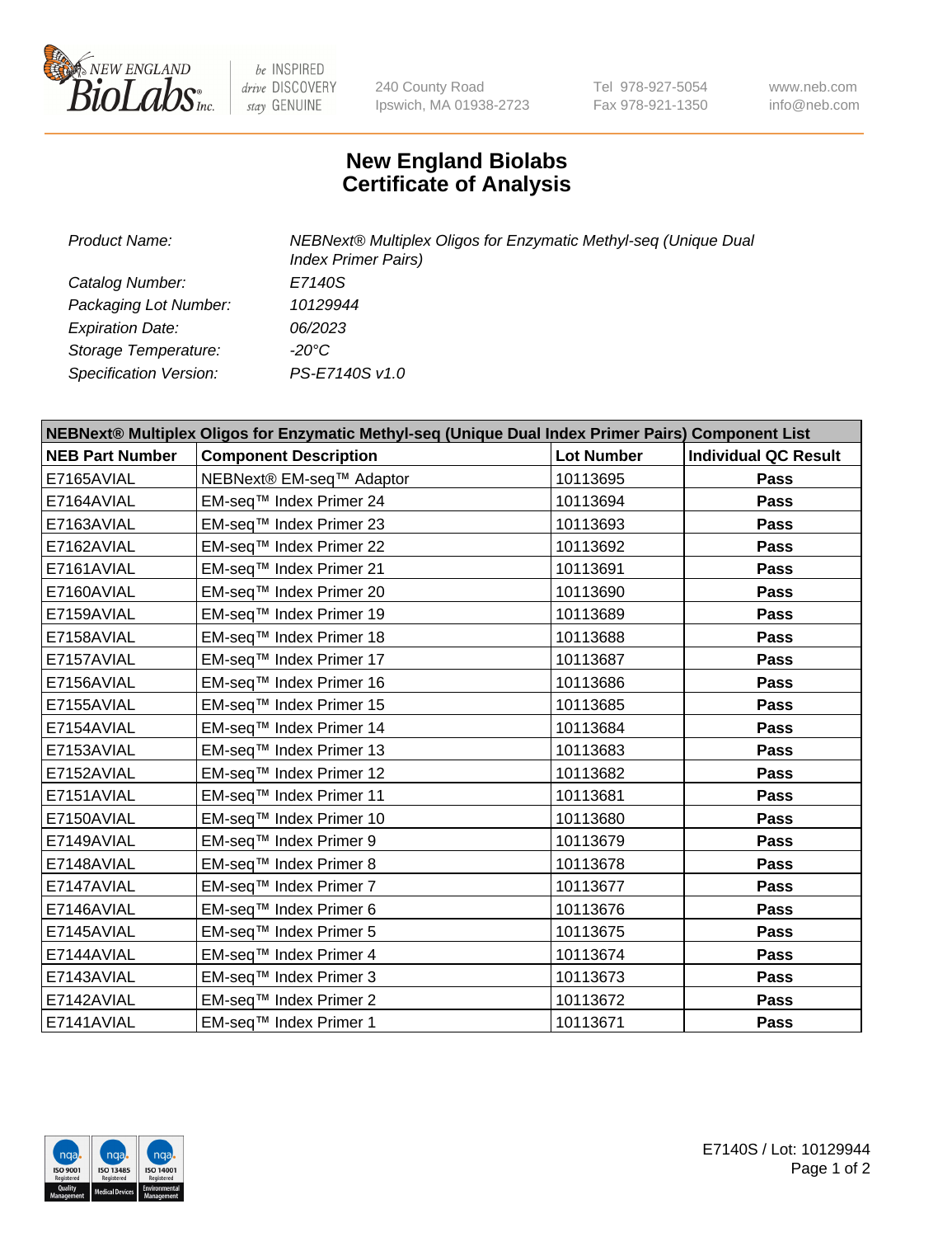240 County Road
Ipswich, MA 01938-2723

Tel 978-927-5054
Fax 978-921-1350

www.neb.com
info@neb.com

# New England Biolabs
# Certificate of Analysis

| | |
|---|---|
| *Product Name:* | *NEBNext® Multiplex Oligos for Enzymatic Methyl-seq (Unique Dual Index Primer Pairs)* |
| *Catalog Number:* | *E7140S* |
| *Packaging Lot Number:* | *10129944* |
| *Expiration Date:* | *06/2023* |
| *Storage Temperature:* | *-20°C* |
| *Specification Version:* | *PS-E7140S v1.0* |

| **NEBNext® Multiplex Oligos for Enzymatic Methyl-seq (Unique Dual Index Primer Pairs) Component List** | | | |
|---|---|---|---|
| **NEB Part Number** | **Component Description** | **Lot Number** | **Individual QC Result** |
| E7165AVIAL | NEBNext® EM-seq™ Adaptor | 10113695 | **Pass** |
| E7164AVIAL | EM-seq™ Index Primer 24 | 10113694 | **Pass** |
| E7163AVIAL | EM-seq™ Index Primer 23 | 10113693 | **Pass** |
| E7162AVIAL | EM-seq™ Index Primer 22 | 10113692 | **Pass** |
| E7161AVIAL | EM-seq™ Index Primer 21 | 10113691 | **Pass** |
| E7160AVIAL | EM-seq™ Index Primer 20 | 10113690 | **Pass** |
| E7159AVIAL | EM-seq™ Index Primer 19 | 10113689 | **Pass** |
| E7158AVIAL | EM-seq™ Index Primer 18 | 10113688 | **Pass** |
| E7157AVIAL | EM-seq™ Index Primer 17 | 10113687 | **Pass** |
| E7156AVIAL | EM-seq™ Index Primer 16 | 10113686 | **Pass** |
| E7155AVIAL | EM-seq™ Index Primer 15 | 10113685 | **Pass** |
| E7154AVIAL | EM-seq™ Index Primer 14 | 10113684 | **Pass** |
| E7153AVIAL | EM-seq™ Index Primer 13 | 10113683 | **Pass** |
| E7152AVIAL | EM-seq™ Index Primer 12 | 10113682 | **Pass** |
| E7151AVIAL | EM-seq™ Index Primer 11 | 10113681 | **Pass** |
| E7150AVIAL | EM-seq™ Index Primer 10 | 10113680 | **Pass** |
| E7149AVIAL | EM-seq™ Index Primer 9 | 10113679 | **Pass** |
| E7148AVIAL | EM-seq™ Index Primer 8 | 10113678 | **Pass** |
| E7147AVIAL | EM-seq™ Index Primer 7 | 10113677 | **Pass** |
| E7146AVIAL | EM-seq™ Index Primer 6 | 10113676 | **Pass** |
| E7145AVIAL | EM-seq™ Index Primer 5 | 10113675 | **Pass** |
| E7144AVIAL | EM-seq™ Index Primer 4 | 10113674 | **Pass** |
| E7143AVIAL | EM-seq™ Index Primer 3 | 10113673 | **Pass** |
| E7142AVIAL | EM-seq™ Index Primer 2 | 10113672 | **Pass** |
| E7141AVIAL | EM-seq™ Index Primer 1 | 10113671 | **Pass** |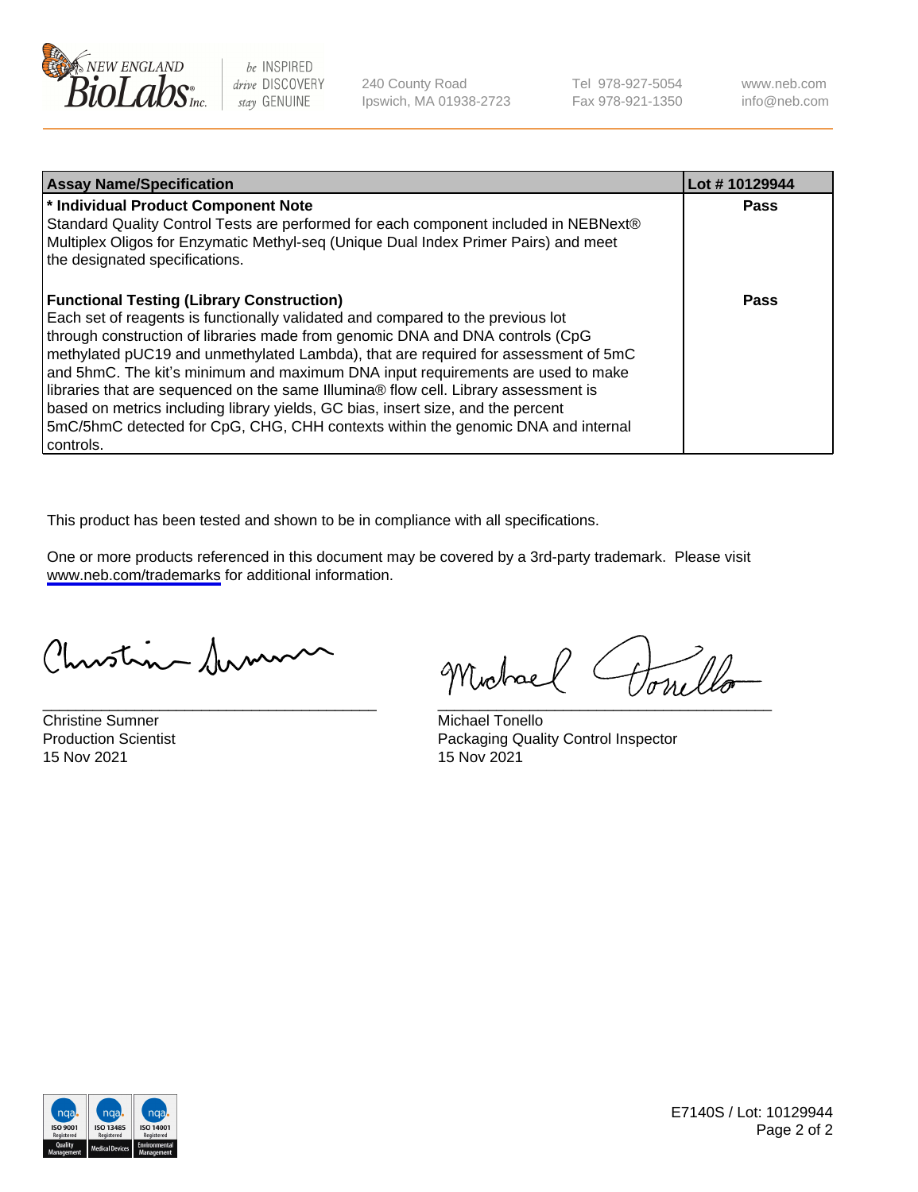| Assay Name/Specification | Lot # 10129944 |
|---|---|
| **\* Individual Product Component Note**<br>Standard Quality Control Tests are performed for each component included in NEBNext® Multiplex Oligos for Enzymatic Methyl-seq (Unique Dual Index Primer Pairs) and meet the designated specifications. | **Pass** |
| **Functional Testing (Library Construction)**<br>Each set of reagents is functionally validated and compared to the previous lot through construction of libraries made from genomic DNA and DNA controls (CpG methylated pUC19 and unmethylated Lambda), that are required for assessment of 5mC and 5hmC. The kit's minimum and maximum DNA input requirements are used to make libraries that are sequenced on the same Illumina® flow cell. Library assessment is based on metrics including library yields, GC bias, insert size, and the percent 5mC/5hmC detected for CpG, CHG, CHH contexts within the genomic DNA and internal controls. | **Pass** |

This product has been tested and shown to be in compliance with all specifications.

One or more products referenced in this document may be covered by a 3rd-party trademark. Please visit www.neb.com/trademarks for additional information.

Christine Sumner
Production Scientist
15 Nov 2021

Michael Tonello
Packaging Quality Control Inspector
15 Nov 2021

E7140S / Lot: 10129944